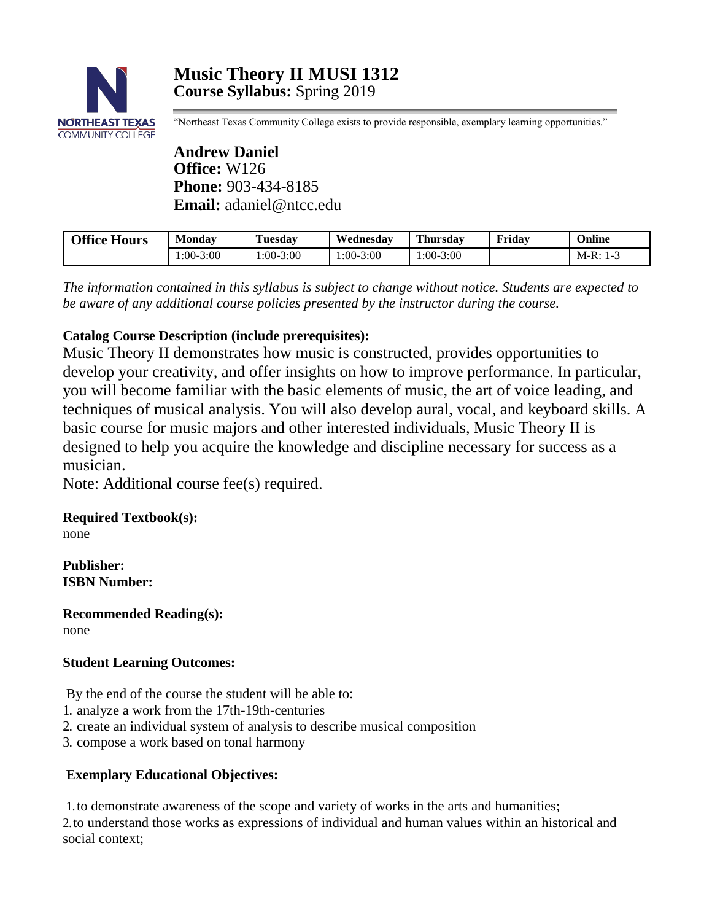# Music Theory II MUSI 1312

**Course Syllabus:** Spring 2019

"Northeast Texas Community College exists to provide responsible, exemplary learning opportunities."

**Andrew Daniel**
**Office:** W126
**Phone:** 903-434-8185
**Email:** adaniel@ntcc.edu

| Office Hours | Monday | Tuesday | Wednesday | Thursday | Friday | Online |
|---|---|---|---|---|---|---|
| | 1:00-3:00 | 1:00-3:00 | 1:00-3:00 | 1:00-3:00 | | M-R: 1-3 |

*The information contained in this syllabus is subject to change without notice. Students are expected to be aware of any additional course policies presented by the instructor during the course.*

**Catalog Course Description (include prerequisites):**

Music Theory II demonstrates how music is constructed, provides opportunities to develop your creativity, and offer insights on how to improve performance. In particular, you will become familiar with the basic elements of music, the art of voice leading, and techniques of musical analysis. You will also develop aural, vocal, and keyboard skills. A basic course for music majors and other interested individuals, Music Theory II is designed to help you acquire the knowledge and discipline necessary for success as a musician.

Note: Additional course fee(s) required.

**Required Textbook(s):**
none

**Publisher:**
**ISBN Number:**

**Recommended Reading(s):**
none

**Student Learning Outcomes:**

By the end of the course the student will be able to:

1. analyze a work from the 17th-19th-centuries
2. create an individual system of analysis to describe musical composition
3. compose a work based on tonal harmony

**Exemplary Educational Objectives:**

1. to demonstrate awareness of the scope and variety of works in the arts and humanities;
2. to understand those works as expressions of individual and human values within an historical and social context;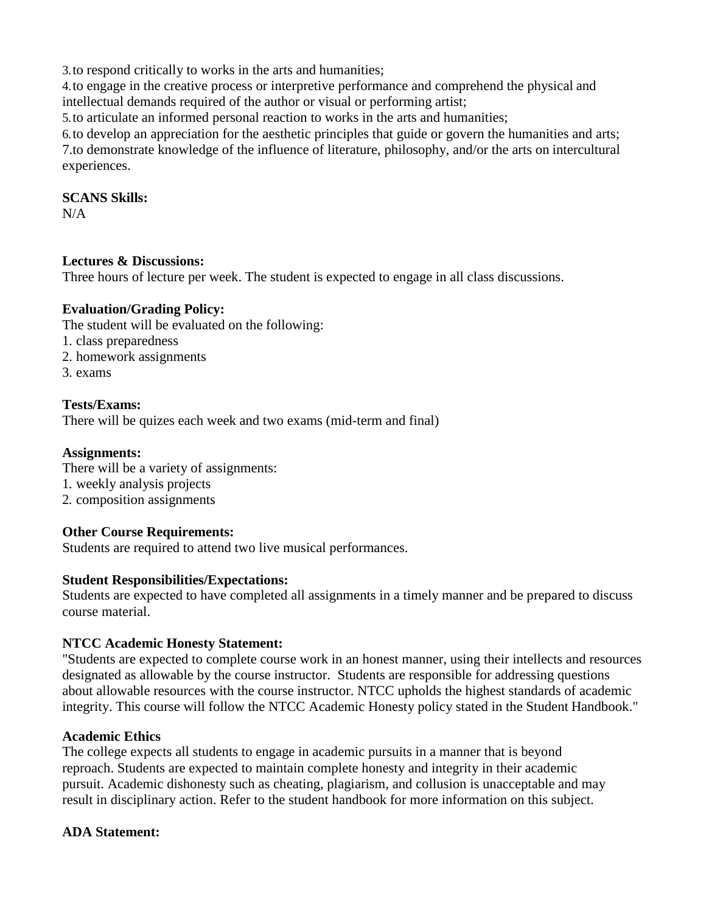3. to respond critically to works in the arts and humanities;
4. to engage in the creative process or interpretive performance and comprehend the physical and intellectual demands required of the author or visual or performing artist;
5. to articulate an informed personal reaction to works in the arts and humanities;
6. to develop an appreciation for the aesthetic principles that guide or govern the humanities and arts;
7. to demonstrate knowledge of the influence of literature, philosophy, and/or the arts on intercultural experiences.

**SCANS Skills:**
N/A

**Lectures & Discussions:**
Three hours of lecture per week. The student is expected to engage in all class discussions.

**Evaluation/Grading Policy:**
The student will be evaluated on the following:
1. class preparedness
2. homework assignments
3. exams

**Tests/Exams:**
There will be quizes each week and two exams (mid-term and final)

**Assignments:**
There will be a variety of assignments:
1. weekly analysis projects
2. composition assignments

**Other Course Requirements:**
Students are required to attend two live musical performances.

**Student Responsibilities/Expectations:**
Students are expected to have completed all assignments in a timely manner and be prepared to discuss course material.

**NTCC Academic Honesty Statement:**
"Students are expected to complete course work in an honest manner, using their intellects and resources designated as allowable by the course instructor. Students are responsible for addressing questions about allowable resources with the course instructor. NTCC upholds the highest standards of academic integrity. This course will follow the NTCC Academic Honesty policy stated in the Student Handbook."

**Academic Ethics**
The college expects all students to engage in academic pursuits in a manner that is beyond reproach. Students are expected to maintain complete honesty and integrity in their academic pursuit. Academic dishonesty such as cheating, plagiarism, and collusion is unacceptable and may result in disciplinary action. Refer to the student handbook for more information on this subject.

**ADA Statement:**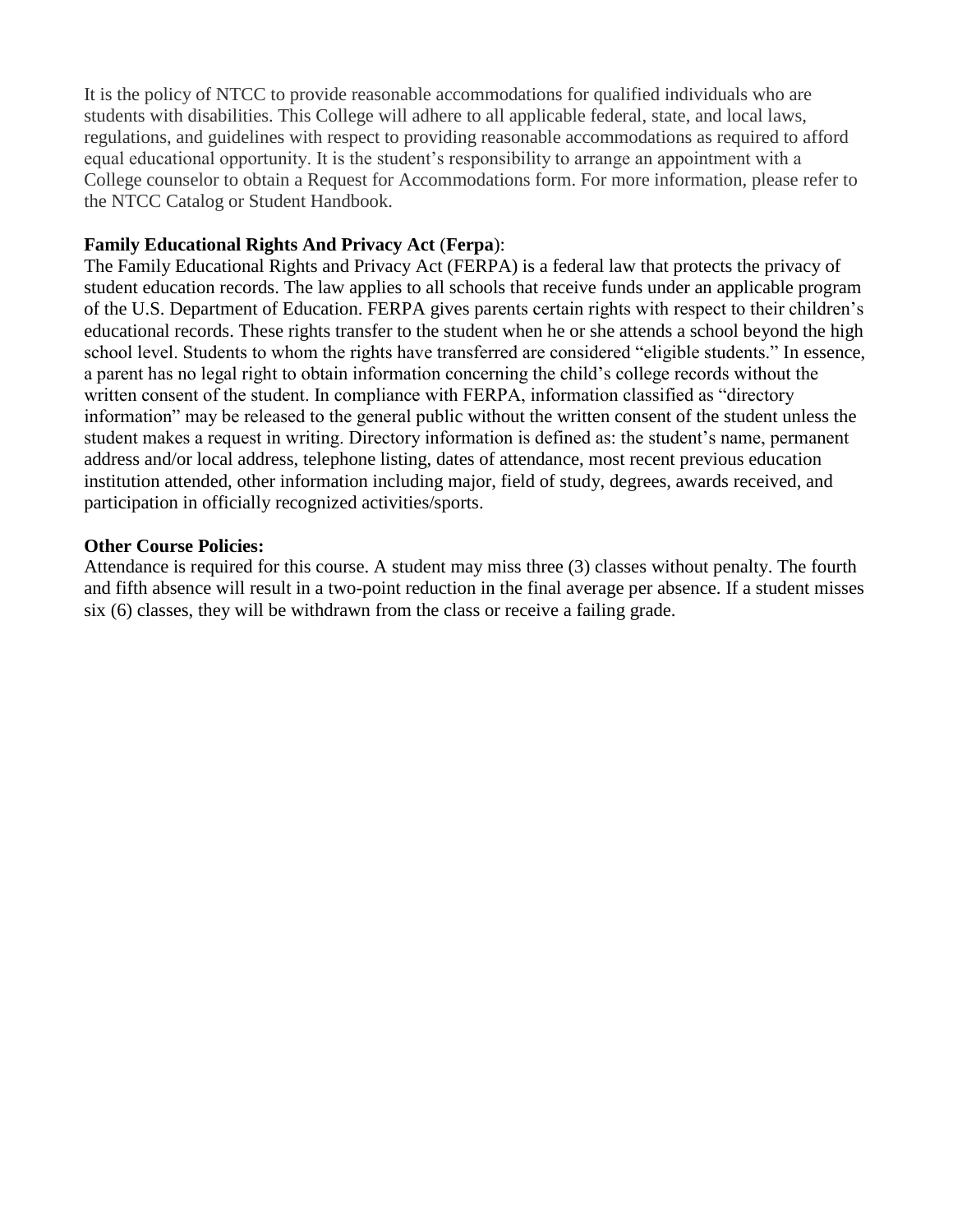It is the policy of NTCC to provide reasonable accommodations for qualified individuals who are students with disabilities. This College will adhere to all applicable federal, state, and local laws, regulations, and guidelines with respect to providing reasonable accommodations as required to afford equal educational opportunity. It is the student's responsibility to arrange an appointment with a College counselor to obtain a Request for Accommodations form. For more information, please refer to the NTCC Catalog or Student Handbook.

**Family Educational Rights And Privacy Act** (**Ferpa**):

The Family Educational Rights and Privacy Act (FERPA) is a federal law that protects the privacy of student education records. The law applies to all schools that receive funds under an applicable program of the U.S. Department of Education. FERPA gives parents certain rights with respect to their children's educational records. These rights transfer to the student when he or she attends a school beyond the high school level. Students to whom the rights have transferred are considered "eligible students." In essence, a parent has no legal right to obtain information concerning the child's college records without the written consent of the student. In compliance with FERPA, information classified as "directory information" may be released to the general public without the written consent of the student unless the student makes a request in writing. Directory information is defined as: the student's name, permanent address and/or local address, telephone listing, dates of attendance, most recent previous education institution attended, other information including major, field of study, degrees, awards received, and participation in officially recognized activities/sports.

**Other Course Policies:**

Attendance is required for this course. A student may miss three (3) classes without penalty. The fourth and fifth absence will result in a two-point reduction in the final average per absence. If a student misses six (6) classes, they will be withdrawn from the class or receive a failing grade.